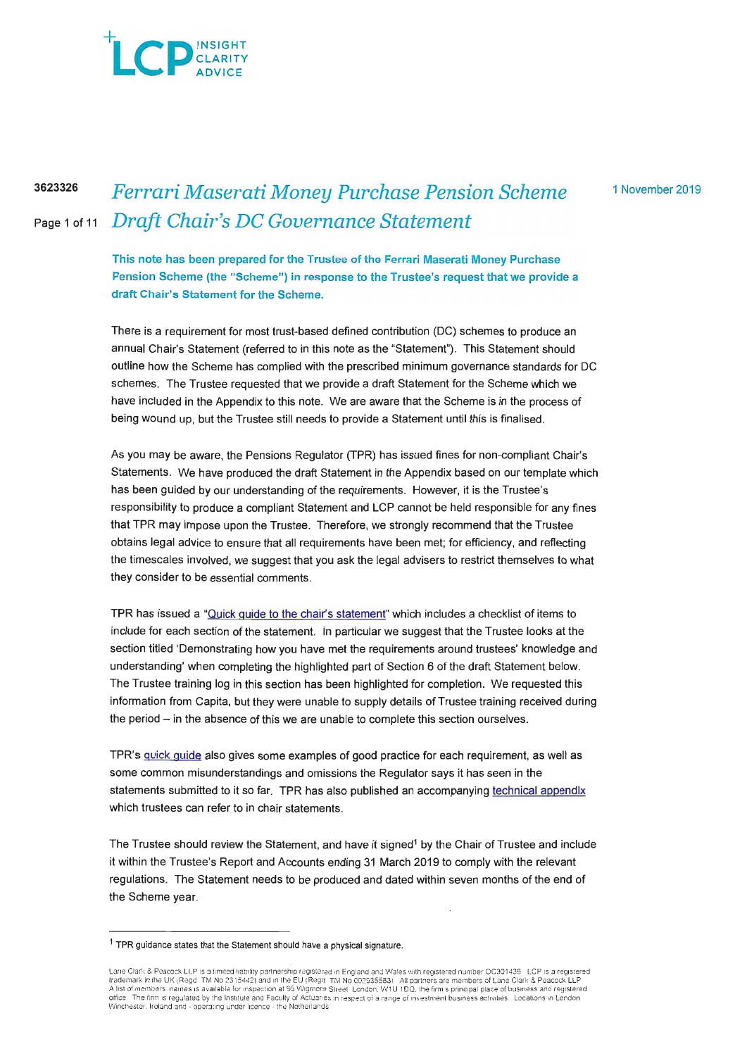LCP INSIGHT CLARITY ADVICE

3623326

# *Ferrari Maserati Money Purchase Pension Scheme Draft Chair's DC Governance Statement*

1 November 2019

**This note has been prepared for the Trustee of the Ferrari Maserati Money Purchase Pension Scheme (the "Scheme") in response to the Trustee's request that we provide a draft Chair's Statement for the Scheme.**

There is a requirement for most trust-based defined contribution (DC) schemes to produce an annual Chair's Statement (referred to in this note as the "Statement"). This Statement should outline how the Scheme has complied with the prescribed minimum governance standards for DC schemes. The Trustee requested that we provide a draft Statement for the Scheme which we have included in the Appendix to this note. We are aware that the Scheme is in the process of being wound up, but the Trustee still needs to provide a Statement until this is finalised.

As you may be aware, the Pensions Regulator (TPR) has issued fines for non-compliant Chair's Statements. We have produced the draft Statement in the Appendix based on our template which has been guided by our understanding of the requirements. However, it is the Trustee's responsibility to produce a compliant Statement and LCP cannot be held responsible for any fines that TPR may impose upon the Trustee. Therefore, we strongly recommend that the Trustee obtains legal advice to ensure that all requirements have been met; for efficiency, and reflecting the timescales involved, we suggest that you ask the legal advisers to restrict themselves to what they consider to be essential comments.

TPR has issued a "Quick guide to the chair's statement" which includes a checklist of items to include for each section of the statement. In particular we suggest that the Trustee looks at the section titled 'Demonstrating how you have met the requirements around trustees' knowledge and understanding' when completing the highlighted part of Section 6 of the draft Statement below. The Trustee training log in this section has been highlighted for completion. We requested this information from Capita, but they were unable to supply details of Trustee training received during the period – in the absence of this we are unable to complete this section ourselves.

TPR's quick guide also gives some examples of good practice for each requirement, as well as some common misunderstandings and omissions the Regulator says it has seen in the statements submitted to it so far. TPR has also published an accompanying technical appendix which trustees can refer to in chair statements.

The Trustee should review the Statement, and have it signed[1] by the Chair of Trustee and include it within the Trustee's Report and Accounts ending 31 March 2019 to comply with the relevant regulations. The Statement needs to be produced and dated within seven months of the end of the Scheme year.

[1] TPR guidance states that the Statement should have a physical signature.

Lane Clark & Peacock LLP is a limited liability partnership registered in England and Wales with registered number OC301436. LCP is a registered trademark in the UK (Regd. TM No 2315442) and in the EU (Regd. TM No 002935583). All partners are members of Lane Clark & Peacock LLP. A list of members' names is available for inspection at 95 Wigmore Street, London, W1U 1DQ, the firm's principal place of business and registered office. The firm is regulated by the Institute and Faculty of Actuaries in respect of a range of investment business activities. Locations in London, Winchester, Ireland and - operating under licence - the Netherlands.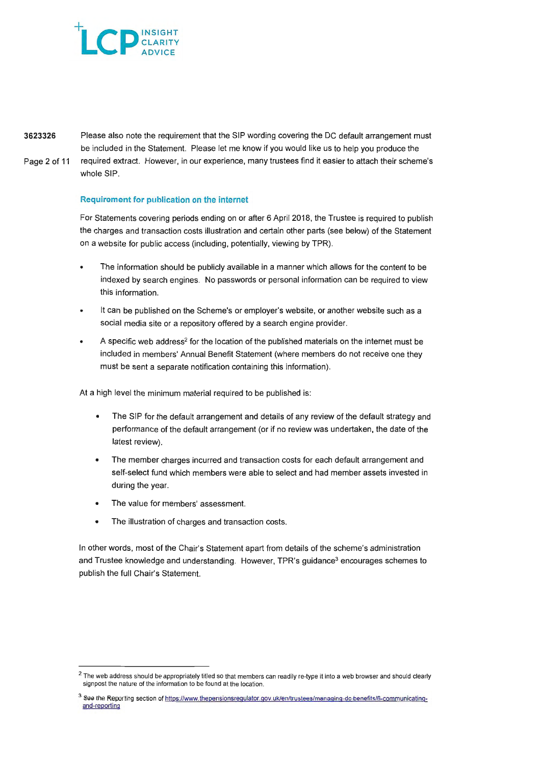Please also note the requirement that the SIP wording covering the DC default arrangement must be included in the Statement. Please let me know if you would like us to help you produce the required extract. However, in our experience, many trustees find it easier to attach their scheme's whole SIP.

### Requirement for publication on the internet

For Statements covering periods ending on or after 6 April 2018, the Trustee is required to publish the charges and transaction costs illustration and certain other parts (see below) of the Statement on a website for public access (including, potentially, viewing by TPR).

- The information should be publicly available in a manner which allows for the content to be indexed by search engines. No passwords or personal information can be required to view this information.
- It can be published on the Scheme's or employer's website, or another website such as a social media site or a repository offered by a search engine provider.
- A specific web address[2] for the location of the published materials on the internet must be included in members' Annual Benefit Statement (where members do not receive one they must be sent a separate notification containing this information).

At a high level the minimum material required to be published is:

- The SIP for the default arrangement and details of any review of the default strategy and performance of the default arrangement (or if no review was undertaken, the date of the latest review).
- The member charges incurred and transaction costs for each default arrangement and self-select fund which members were able to select and had member assets invested in during the year.
- The value for members' assessment.
- The illustration of charges and transaction costs.

In other words, most of the Chair's Statement apart from details of the scheme's administration and Trustee knowledge and understanding. However, TPR's guidance[3] encourages schemes to publish the full Chair's Statement.

---

[2] The web address should be appropriately titled so that members can readily re-type it into a web browser and should clearly signpost the nature of the information to be found at the location.

[3] See the Reporting section of https://www.thepensionsregulator.gov.uk/en/trustees/managing-dc-benefits/6-communicating-and-reporting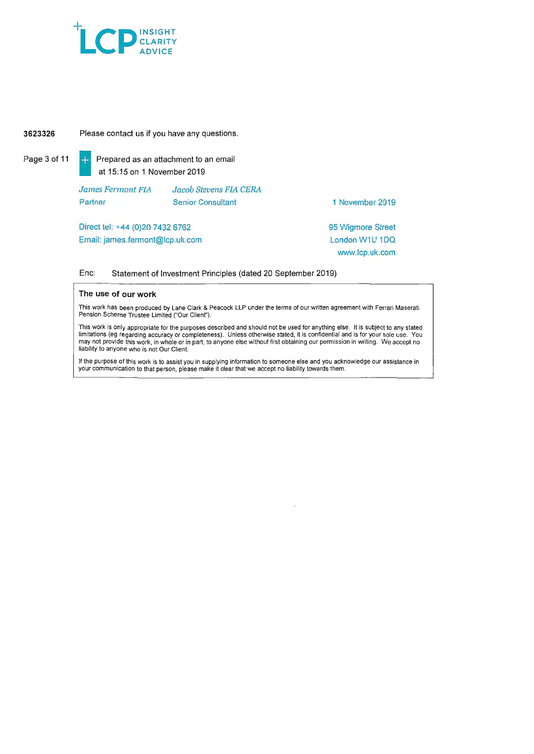LCP INSIGHT CLARITY ADVICE

3623326

Please contact us if you have any questions.

Prepared as an attachment to an email at 15:15 on 1 November 2019

*James Fermont FIA*
Partner

*Jacob Stevens FIA CERA*
Senior Consultant

1 November 2019

Direct tel: +44 (0)20 7432 6762
Email: james.fermont@lcp.uk.com

95 Wigmore Street
London W1U 1DQ
www.lcp.uk.com

Enc: Statement of Investment Principles (dated 20 September 2019)

**The use of our work**

This work has been produced by Lane Clark & Peacock LLP under the terms of our written agreement with Ferrari Maserati Pension Scheme Trustee Limited ("Our Client").

This work is only appropriate for the purposes described and should not be used for anything else. It is subject to any stated limitations (eg regarding accuracy or completeness). Unless otherwise stated, it is confidential and is for your sole use. You may not provide this work, in whole or in part, to anyone else without first obtaining our permission in writing. We accept no liability to anyone who is not Our Client.

If the purpose of this work is to assist you in supplying information to someone else and you acknowledge our assistance in your communication to that person, please make it clear that we accept no liability towards them.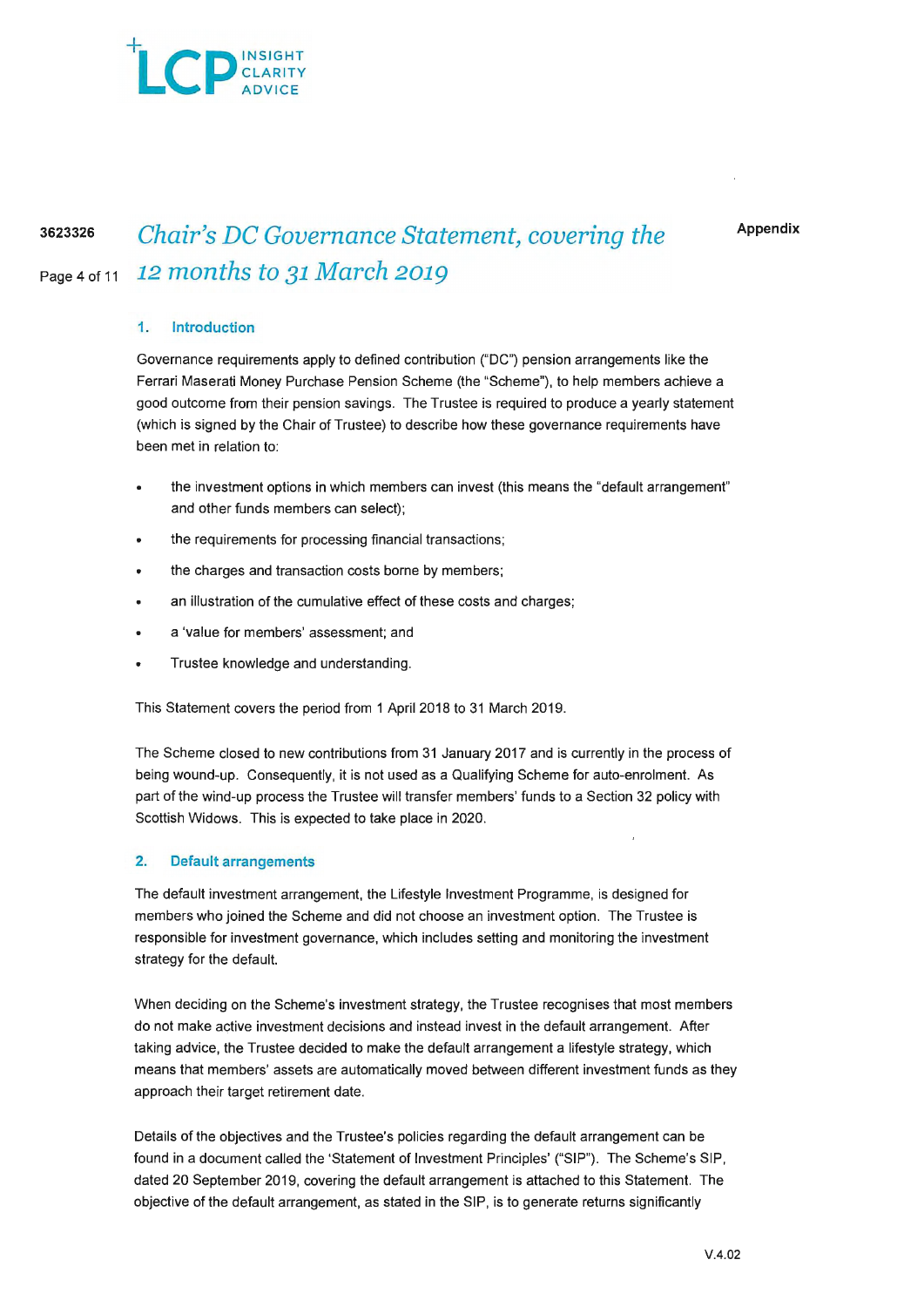# Chair's DC Governance Statement, covering the 12 months to 31 March 2019

Appendix

## 1. Introduction

Governance requirements apply to defined contribution ("DC") pension arrangements like the Ferrari Maserati Money Purchase Pension Scheme (the "Scheme"), to help members achieve a good outcome from their pension savings. The Trustee is required to produce a yearly statement (which is signed by the Chair of Trustee) to describe how these governance requirements have been met in relation to:

- the investment options in which members can invest (this means the "default arrangement" and other funds members can select);
- the requirements for processing financial transactions;
- the charges and transaction costs borne by members;
- an illustration of the cumulative effect of these costs and charges;
- a 'value for members' assessment; and
- Trustee knowledge and understanding.

This Statement covers the period from 1 April 2018 to 31 March 2019.

The Scheme closed to new contributions from 31 January 2017 and is currently in the process of being wound-up. Consequently, it is not used as a Qualifying Scheme for auto-enrolment. As part of the wind-up process the Trustee will transfer members' funds to a Section 32 policy with Scottish Widows. This is expected to take place in 2020.

## 2. Default arrangements

The default investment arrangement, the Lifestyle Investment Programme, is designed for members who joined the Scheme and did not choose an investment option. The Trustee is responsible for investment governance, which includes setting and monitoring the investment strategy for the default.

When deciding on the Scheme's investment strategy, the Trustee recognises that most members do not make active investment decisions and instead invest in the default arrangement. After taking advice, the Trustee decided to make the default arrangement a lifestyle strategy, which means that members' assets are automatically moved between different investment funds as they approach their target retirement date.

Details of the objectives and the Trustee's policies regarding the default arrangement can be found in a document called the 'Statement of Investment Principles' ("SIP"). The Scheme's SIP, dated 20 September 2019, covering the default arrangement is attached to this Statement. The objective of the default arrangement, as stated in the SIP, is to generate returns significantly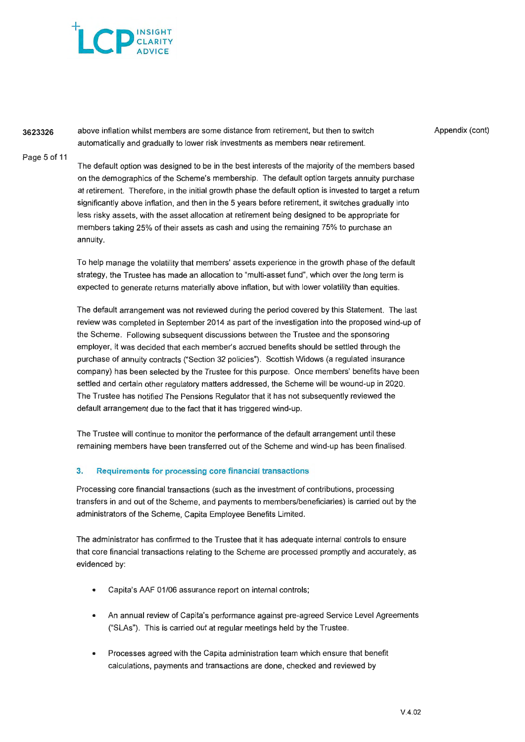above inflation whilst members are some distance from retirement, but then to switch automatically and gradually to lower risk investments as members near retirement.

The default option was designed to be in the best interests of the majority of the members based on the demographics of the Scheme's membership. The default option targets annuity purchase at retirement. Therefore, in the initial growth phase the default option is invested to target a return significantly above inflation, and then in the 5 years before retirement, it switches gradually into less risky assets, with the asset allocation at retirement being designed to be appropriate for members taking 25% of their assets as cash and using the remaining 75% to purchase an annuity.

To help manage the volatility that members' assets experience in the growth phase of the default strategy, the Trustee has made an allocation to "multi-asset fund", which over the long term is expected to generate returns materially above inflation, but with lower volatility than equities.

The default arrangement was not reviewed during the period covered by this Statement. The last review was completed in September 2014 as part of the investigation into the proposed wind-up of the Scheme. Following subsequent discussions between the Trustee and the sponsoring employer, it was decided that each member's accrued benefits should be settled through the purchase of annuity contracts ("Section 32 policies"). Scottish Widows (a regulated insurance company) has been selected by the Trustee for this purpose. Once members' benefits have been settled and certain other regulatory matters addressed, the Scheme will be wound-up in 2020. The Trustee has notified The Pensions Regulator that it has not subsequently reviewed the default arrangement due to the fact that it has triggered wind-up.

The Trustee will continue to monitor the performance of the default arrangement until these remaining members have been transferred out of the Scheme and wind-up has been finalised.

## 3. Requirements for processing core financial transactions

Processing core financial transactions (such as the investment of contributions, processing transfers in and out of the Scheme, and payments to members/beneficiaries) is carried out by the administrators of the Scheme, Capita Employee Benefits Limited.

The administrator has confirmed to the Trustee that it has adequate internal controls to ensure that core financial transactions relating to the Scheme are processed promptly and accurately, as evidenced by:

- Capita's AAF 01/06 assurance report on internal controls;
- An annual review of Capita's performance against pre-agreed Service Level Agreements ("SLAs"). This is carried out at regular meetings held by the Trustee.
- Processes agreed with the Capita administration team which ensure that benefit calculations, payments and transactions are done, checked and reviewed by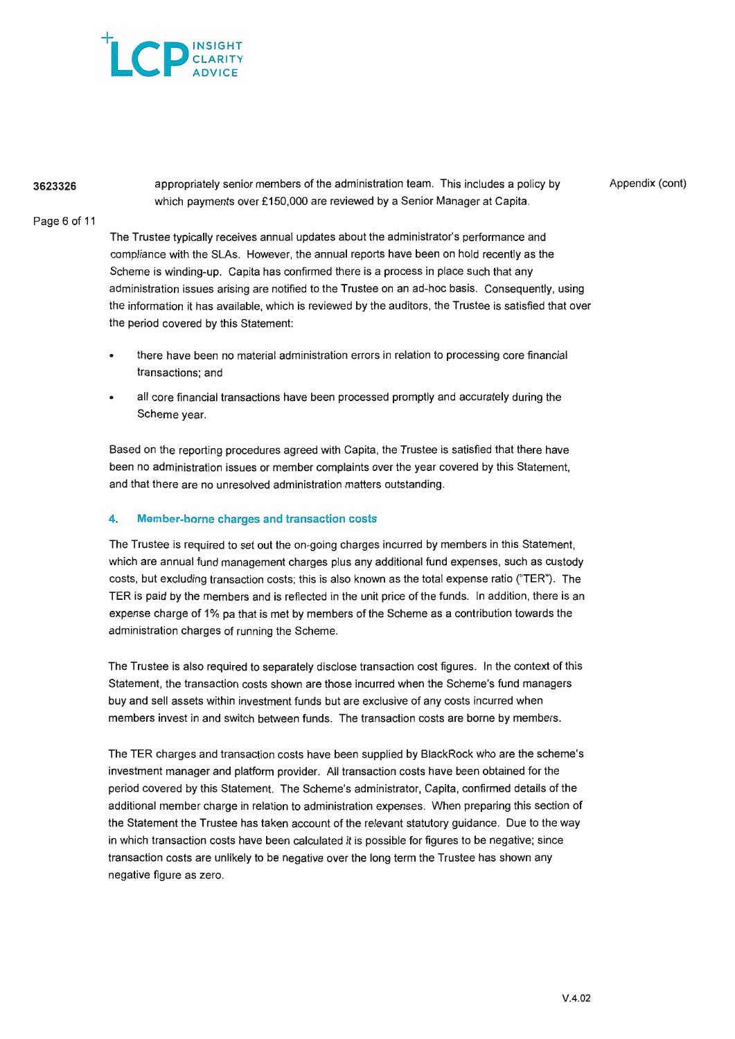appropriately senior members of the administration team. This includes a policy by which payments over £150,000 are reviewed by a Senior Manager at Capita.

The Trustee typically receives annual updates about the administrator's performance and compliance with the SLAs. However, the annual reports have been on hold recently as the Scheme is winding-up. Capita has confirmed there is a process in place such that any administration issues arising are notified to the Trustee on an ad-hoc basis. Consequently, using the information it has available, which is reviewed by the auditors, the Trustee is satisfied that over the period covered by this Statement:

- there have been no material administration errors in relation to processing core financial transactions; and
- all core financial transactions have been processed promptly and accurately during the Scheme year.

Based on the reporting procedures agreed with Capita, the Trustee is satisfied that there have been no administration issues or member complaints over the year covered by this Statement, and that there are no unresolved administration matters outstanding.

## 4. Member-borne charges and transaction costs

The Trustee is required to set out the on-going charges incurred by members in this Statement, which are annual fund management charges plus any additional fund expenses, such as custody costs, but excluding transaction costs; this is also known as the total expense ratio ("TER"). The TER is paid by the members and is reflected in the unit price of the funds. In addition, there is an expense charge of 1% pa that is met by members of the Scheme as a contribution towards the administration charges of running the Scheme.

The Trustee is also required to separately disclose transaction cost figures. In the context of this Statement, the transaction costs shown are those incurred when the Scheme's fund managers buy and sell assets within investment funds but are exclusive of any costs incurred when members invest in and switch between funds. The transaction costs are borne by members.

The TER charges and transaction costs have been supplied by BlackRock who are the scheme's investment manager and platform provider. All transaction costs have been obtained for the period covered by this Statement. The Scheme's administrator, Capita, confirmed details of the additional member charge in relation to administration expenses. When preparing this section of the Statement the Trustee has taken account of the relevant statutory guidance. Due to the way in which transaction costs have been calculated it is possible for figures to be negative; since transaction costs are unlikely to be negative over the long term the Trustee has shown any negative figure as zero.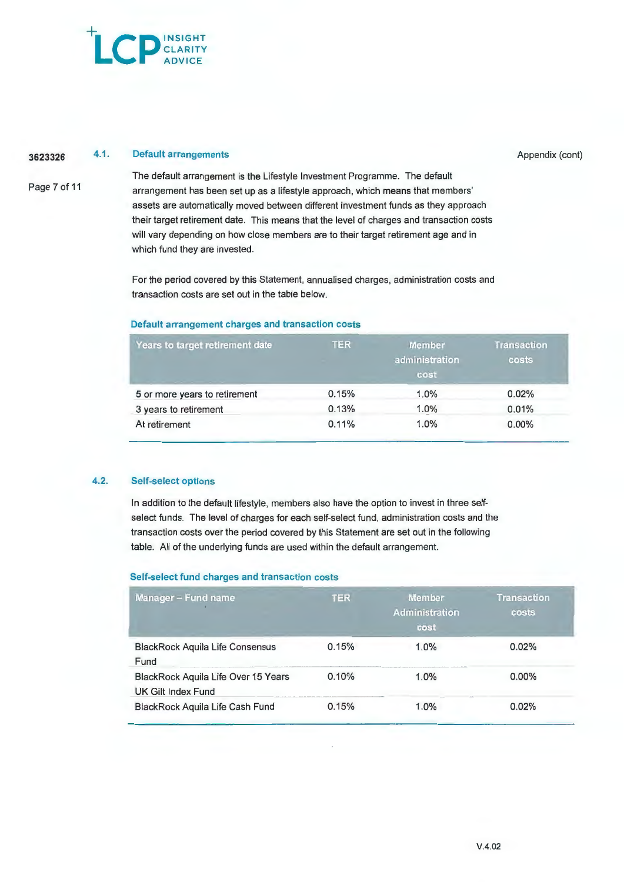Appendix (cont)

## 4.1. Default arrangements

The default arrangement is the Lifestyle Investment Programme. The default arrangement has been set up as a lifestyle approach, which means that members' assets are automatically moved between different investment funds as they approach their target retirement date. This means that the level of charges and transaction costs will vary depending on how close members are to their target retirement age and in which fund they are invested.

For the period covered by this Statement, annualised charges, administration costs and transaction costs are set out in the table below.

### Default arrangement charges and transaction costs

| Years to target retirement date | TER | Member administration cost | Transaction costs |
|---|---|---|---|
| 5 or more years to retirement | 0.15% | 1.0% | 0.02% |
| 3 years to retirement | 0.13% | 1.0% | 0.01% |
| At retirement | 0.11% | 1.0% | 0.00% |

## 4.2. Self-select options

In addition to the default lifestyle, members also have the option to invest in three self-select funds. The level of charges for each self-select fund, administration costs and the transaction costs over the period covered by this Statement are set out in the following table. All of the underlying funds are used within the default arrangement.

### Self-select fund charges and transaction costs

| Manager – Fund name | TER | Member Administration cost | Transaction costs |
|---|---|---|---|
| BlackRock Aquila Life Consensus Fund | 0.15% | 1.0% | 0.02% |
| BlackRock Aquila Life Over 15 Years UK Gilt Index Fund | 0.10% | 1.0% | 0.00% |
| BlackRock Aquila Life Cash Fund | 0.15% | 1.0% | 0.02% |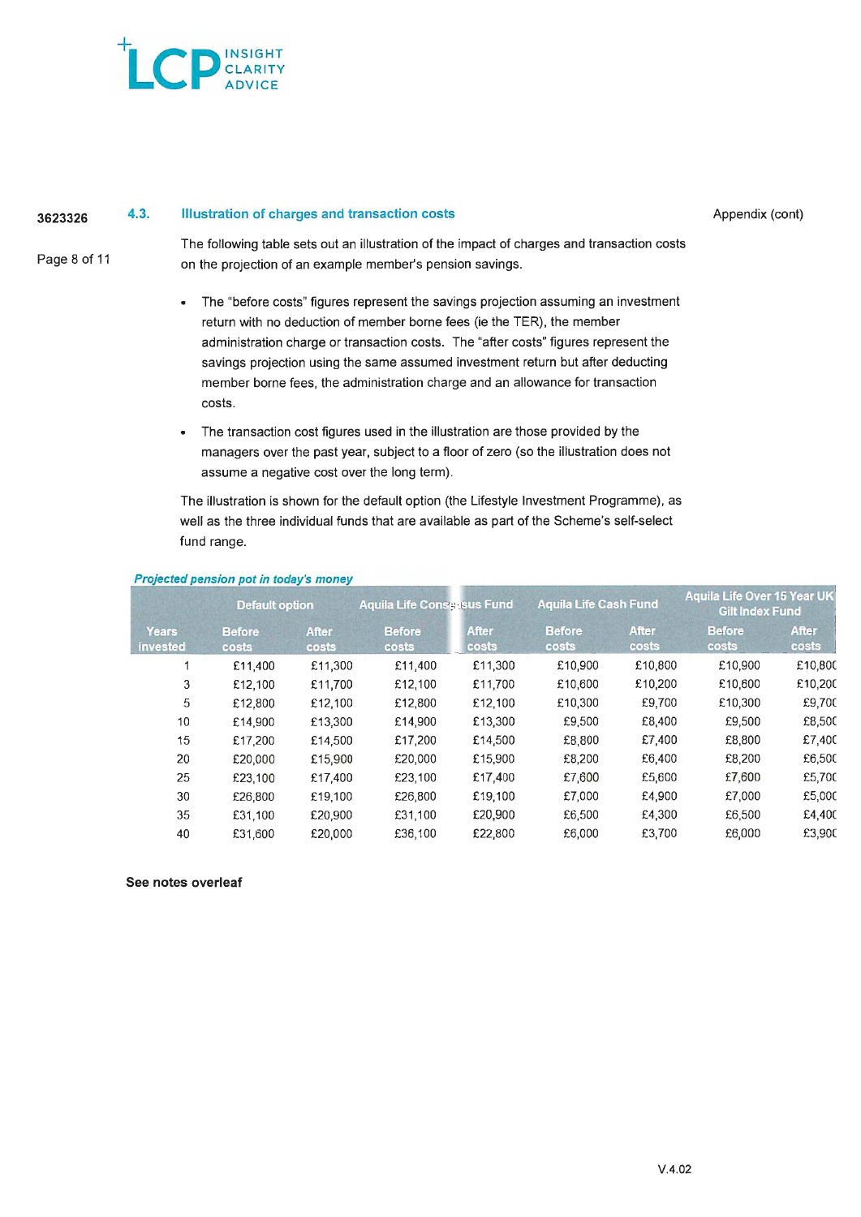## 4.3. Illustration of charges and transaction costs

Appendix (cont)

The following table sets out an illustration of the impact of charges and transaction costs on the projection of an example member's pension savings.

- The "before costs" figures represent the savings projection assuming an investment return with no deduction of member borne fees (ie the TER), the member administration charge or transaction costs. The "after costs" figures represent the savings projection using the same assumed investment return but after deducting member borne fees, the administration charge and an allowance for transaction costs.
- The transaction cost figures used in the illustration are those provided by the managers over the past year, subject to a floor of zero (so the illustration does not assume a negative cost over the long term).

The illustration is shown for the default option (the Lifestyle Investment Programme), as well as the three individual funds that are available as part of the Scheme's self-select fund range.

*Projected pension pot in today's money*

| | Default option | | Aquila Life Consensus Fund | | Aquila Life Cash Fund | | Aquila Life Over 15 Year UK Gilt Index Fund | |
|---|---|---|---|---|---|---|---|---|
| Years invested | Before costs | After costs | Before costs | After costs | Before costs | After costs | Before costs | After costs |
| 1 | £11,400 | £11,300 | £11,400 | £11,300 | £10,900 | £10,800 | £10,900 | £10,800 |
| 3 | £12,100 | £11,700 | £12,100 | £11,700 | £10,600 | £10,200 | £10,600 | £10,200 |
| 5 | £12,800 | £12,100 | £12,800 | £12,100 | £10,300 | £9,700 | £10,300 | £9,700 |
| 10 | £14,900 | £13,300 | £14,900 | £13,300 | £9,500 | £8,400 | £9,500 | £8,500 |
| 15 | £17,200 | £14,500 | £17,200 | £14,500 | £8,800 | £7,400 | £8,800 | £7,400 |
| 20 | £20,000 | £15,900 | £20,000 | £15,900 | £8,200 | £6,400 | £8,200 | £6,500 |
| 25 | £23,100 | £17,400 | £23,100 | £17,400 | £7,600 | £5,600 | £7,600 | £5,700 |
| 30 | £26,800 | £19,100 | £26,800 | £19,100 | £7,000 | £4,900 | £7,000 | £5,000 |
| 35 | £31,100 | £20,900 | £31,100 | £20,900 | £6,500 | £4,300 | £6,500 | £4,400 |
| 40 | £31,600 | £20,000 | £36,100 | £22,800 | £6,000 | £3,700 | £6,000 | £3,900 |

**See notes overleaf**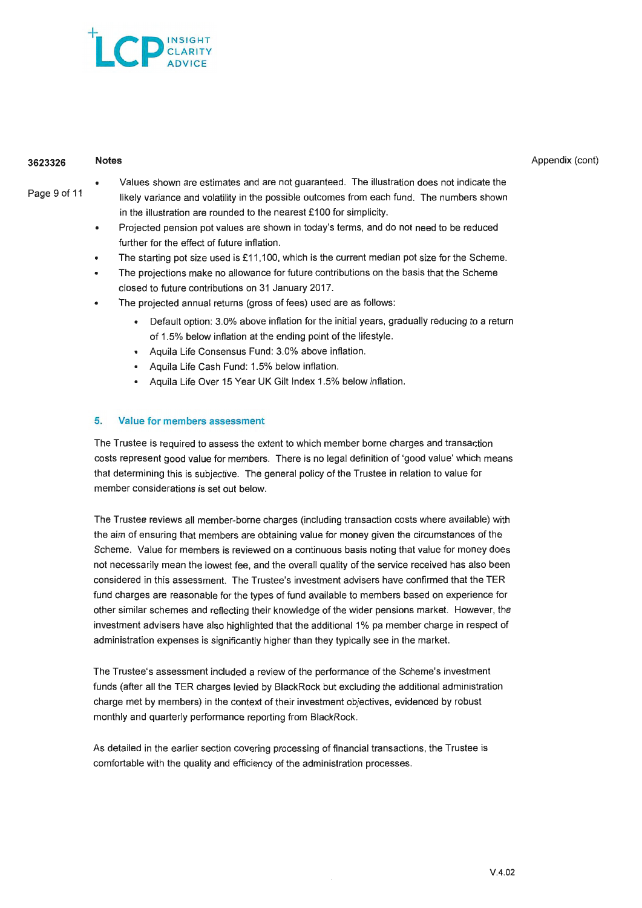**Notes**

Appendix (cont)

- Values shown are estimates and are not guaranteed. The illustration does not indicate the likely variance and volatility in the possible outcomes from each fund. The numbers shown in the illustration are rounded to the nearest £100 for simplicity.
- Projected pension pot values are shown in today's terms, and do not need to be reduced further for the effect of future inflation.
- The starting pot size used is £11,100, which is the current median pot size for the Scheme.
- The projections make no allowance for future contributions on the basis that the Scheme closed to future contributions on 31 January 2017.
- The projected annual returns (gross of fees) used are as follows:
  - Default option: 3.0% above inflation for the initial years, gradually reducing to a return of 1.5% below inflation at the ending point of the lifestyle.
  - Aquila Life Consensus Fund: 3.0% above inflation.
  - Aquila Life Cash Fund: 1.5% below inflation.
  - Aquila Life Over 15 Year UK Gilt Index 1.5% below inflation.

## 5. Value for members assessment

The Trustee is required to assess the extent to which member borne charges and transaction costs represent good value for members. There is no legal definition of 'good value' which means that determining this is subjective. The general policy of the Trustee in relation to value for member considerations is set out below.

The Trustee reviews all member-borne charges (including transaction costs where available) with the aim of ensuring that members are obtaining value for money given the circumstances of the Scheme. Value for members is reviewed on a continuous basis noting that value for money does not necessarily mean the lowest fee, and the overall quality of the service received has also been considered in this assessment. The Trustee's investment advisers have confirmed that the TER fund charges are reasonable for the types of fund available to members based on experience for other similar schemes and reflecting their knowledge of the wider pensions market. However, the investment advisers have also highlighted that the additional 1% pa member charge in respect of administration expenses is significantly higher than they typically see in the market.

The Trustee's assessment included a review of the performance of the Scheme's investment funds (after all the TER charges levied by BlackRock but excluding the additional administration charge met by members) in the context of their investment objectives, evidenced by robust monthly and quarterly performance reporting from BlackRock.

As detailed in the earlier section covering processing of financial transactions, the Trustee is comfortable with the quality and efficiency of the administration processes.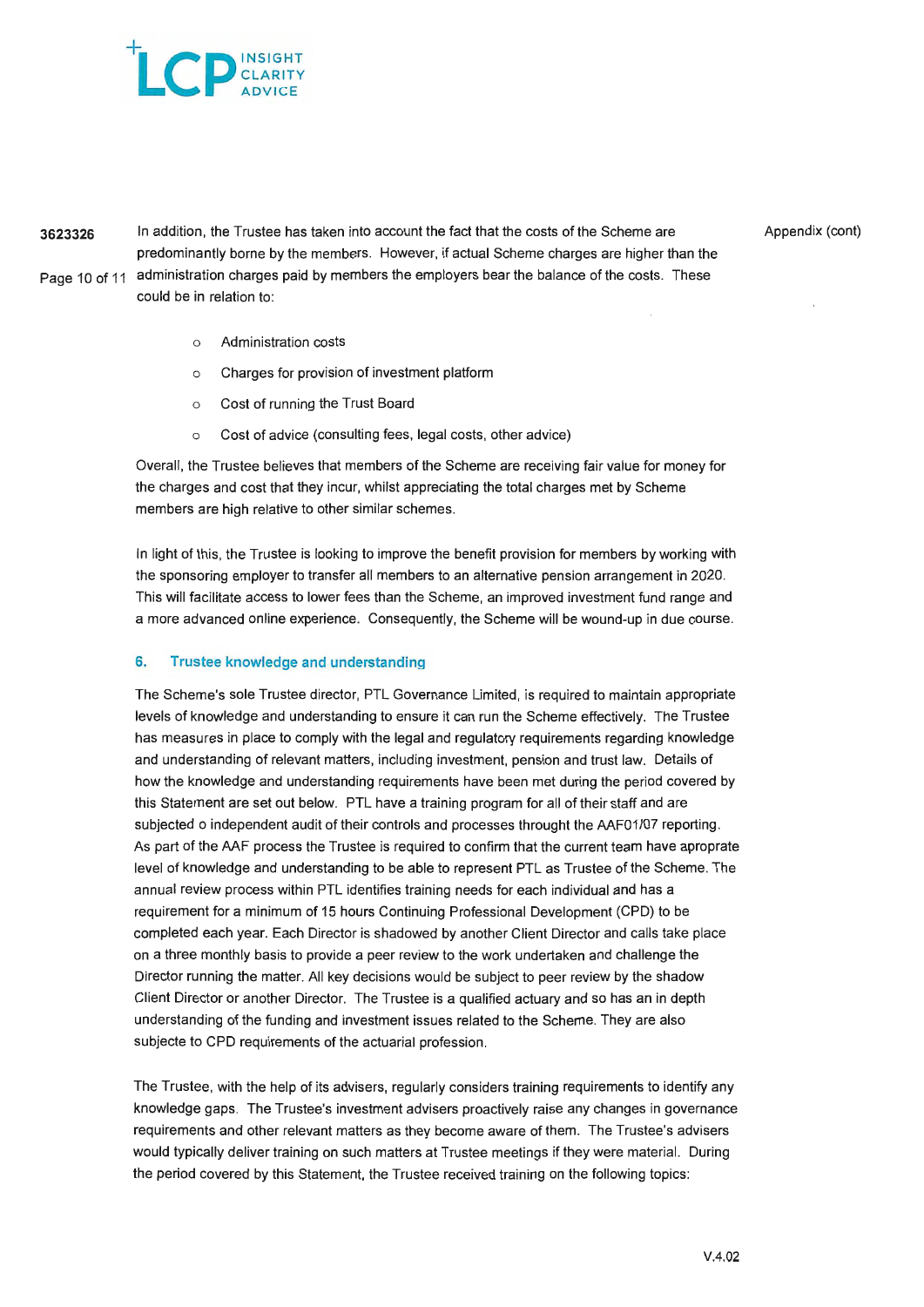In addition, the Trustee has taken into account the fact that the costs of the Scheme are predominantly borne by the members. However, if actual Scheme charges are higher than the administration charges paid by members the employers bear the balance of the costs. These could be in relation to:

- Administration costs
- Charges for provision of investment platform
- Cost of running the Trust Board
- Cost of advice (consulting fees, legal costs, other advice)

Overall, the Trustee believes that members of the Scheme are receiving fair value for money for the charges and cost that they incur, whilst appreciating the total charges met by Scheme members are high relative to other similar schemes.

In light of this, the Trustee is looking to improve the benefit provision for members by working with the sponsoring employer to transfer all members to an alternative pension arrangement in 2020. This will facilitate access to lower fees than the Scheme, an improved investment fund range and a more advanced online experience. Consequently, the Scheme will be wound-up in due course.

## 6. Trustee knowledge and understanding

The Scheme's sole Trustee director, PTL Governance Limited, is required to maintain appropriate levels of knowledge and understanding to ensure it can run the Scheme effectively. The Trustee has measures in place to comply with the legal and regulatory requirements regarding knowledge and understanding of relevant matters, including investment, pension and trust law. Details of how the knowledge and understanding requirements have been met during the period covered by this Statement are set out below. PTL have a training program for all of their staff and are subjected o independent audit of their controls and processes throught the AAF01/07 reporting. As part of the AAF process the Trustee is required to confirm that the current team have aproprate level of knowledge and understanding to be able to represent PTL as Trustee of the Scheme. The annual review process within PTL identifies training needs for each individual and has a requirement for a minimum of 15 hours Continuing Professional Development (CPD) to be completed each year. Each Director is shadowed by another Client Director and calls take place on a three monthly basis to provide a peer review to the work undertaken and challenge the Director running the matter. All key decisions would be subject to peer review by the shadow Client Director or another Director. The Trustee is a qualified actuary and so has an in depth understanding of the funding and investment issues related to the Scheme. They are also subjecte to CPD requirements of the actuarial profession.

The Trustee, with the help of its advisers, regularly considers training requirements to identify any knowledge gaps. The Trustee's investment advisers proactively raise any changes in governance requirements and other relevant matters as they become aware of them. The Trustee's advisers would typically deliver training on such matters at Trustee meetings if they were material. During the period covered by this Statement, the Trustee received training on the following topics: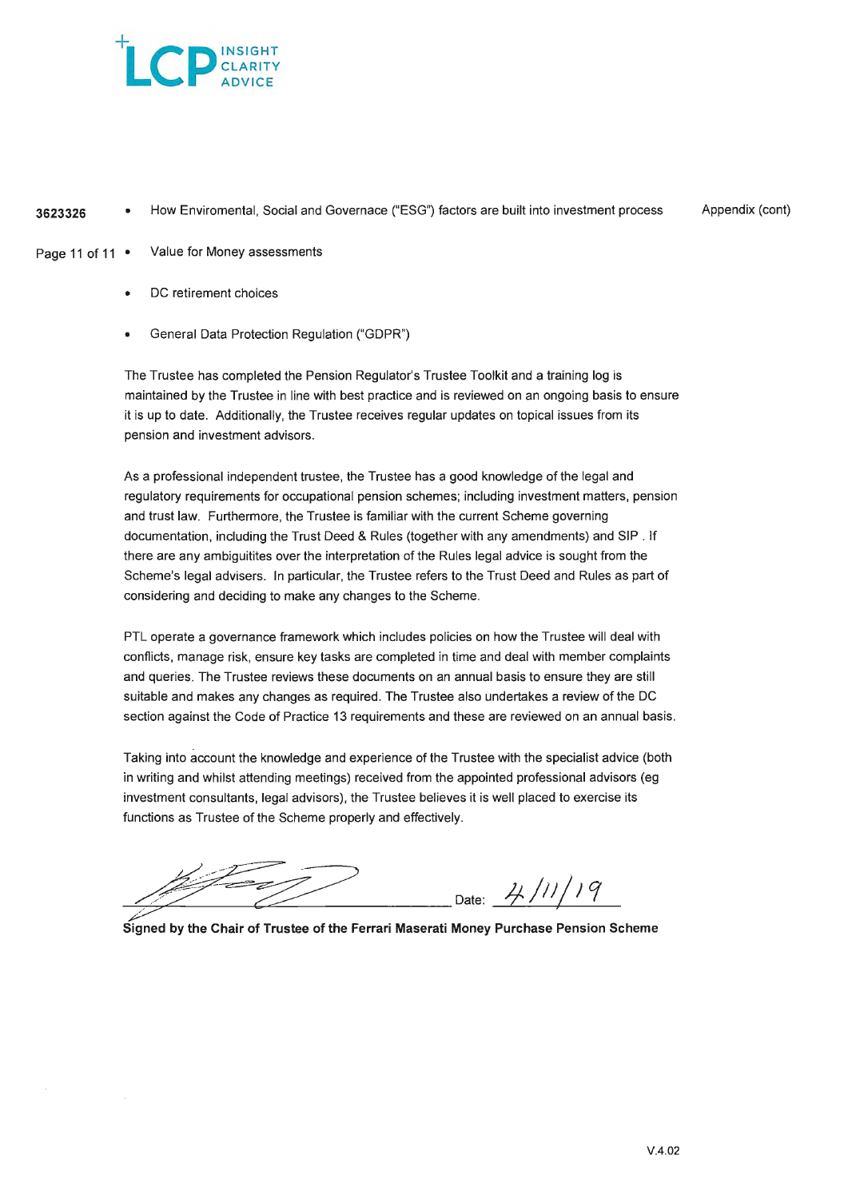- How Enviromental, Social and Governance ("ESG") factors are built into investment process
- Value for Money assessments
- DC retirement choices
- General Data Protection Regulation ("GDPR")

The Trustee has completed the Pension Regulator's Trustee Toolkit and a training log is maintained by the Trustee in line with best practice and is reviewed on an ongoing basis to ensure it is up to date. Additionally, the Trustee receives regular updates on topical issues from its pension and investment advisors.

As a professional independent trustee, the Trustee has a good knowledge of the legal and regulatory requirements for occupational pension schemes; including investment matters, pension and trust law. Furthermore, the Trustee is familiar with the current Scheme governing documentation, including the Trust Deed & Rules (together with any amendments) and SIP . If there are any ambiguitites over the interpretation of the Rules legal advice is sought from the Scheme's legal advisers. In particular, the Trustee refers to the Trust Deed and Rules as part of considering and deciding to make any changes to the Scheme.

PTL operate a governance framework which includes policies on how the Trustee will deal with conflicts, manage risk, ensure key tasks are completed in time and deal with member complaints and queries. The Trustee reviews these documents on an annual basis to ensure they are still suitable and makes any changes as required. The Trustee also undertakes a review of the DC section against the Code of Practice 13 requirements and these are reviewed on an annual basis.

Taking into account the knowledge and experience of the Trustee with the specialist advice (both in writing and whilst attending meetings) received from the appointed professional advisors (eg investment consultants, legal advisors), the Trustee believes it is well placed to exercise its functions as Trustee of the Scheme properly and effectively.

_______________ Date: 4/11/19

**Signed by the Chair of Trustee of the Ferrari Maserati Money Purchase Pension Scheme**